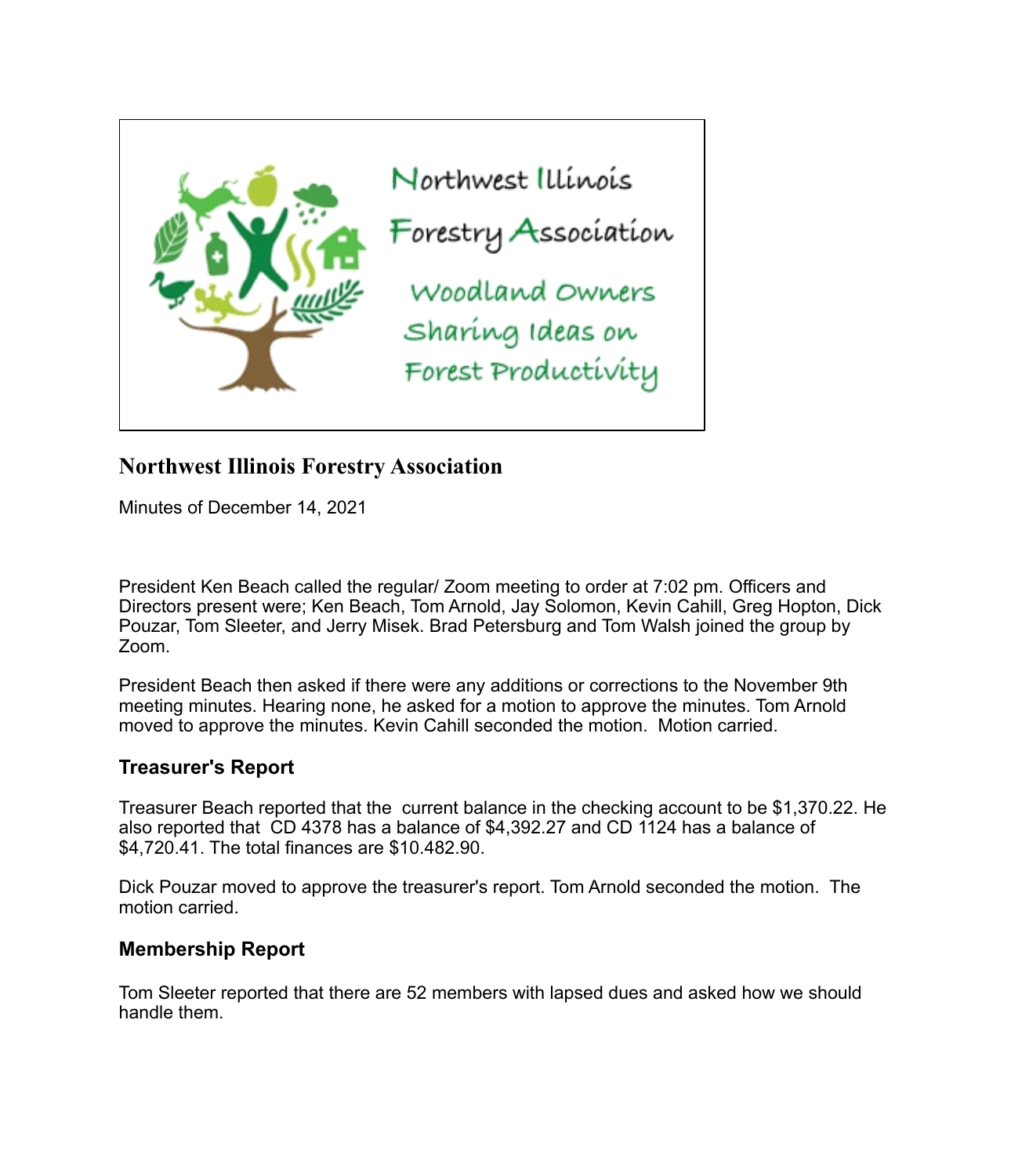Northwest Illinois Forestry Association

Woodland Owners Sharing Ideas on Forest Productivity

## Northwest Illinois Forestry Association

Minutes of December 14, 2021

President Ken Beach called the regular/ Zoom meeting to order at 7:02 pm. Officers and Directors present were; Ken Beach, Tom Arnold, Jay Solomon, Kevin Cahill, Greg Hopton, Dick Pouzar, Tom Sleeter, and Jerry Misek. Brad Petersburg and Tom Walsh joined the group by Zoom.

President Beach then asked if there were any additions or corrections to the November 9th meeting minutes. Hearing none, he asked for a motion to approve the minutes. Tom Arnold moved to approve the minutes. Kevin Cahill seconded the motion. Motion carried.

### Treasurer's Report

Treasurer Beach reported that the current balance in the checking account to be $1,370.22. He also reported that CD 4378 has a balance of $4,392.27 and CD 1124 has a balance of $4,720.41. The total finances are $10.482.90.

Dick Pouzar moved to approve the treasurer's report. Tom Arnold seconded the motion. The motion carried.

### Membership Report

Tom Sleeter reported that there are 52 members with lapsed dues and asked how we should handle them.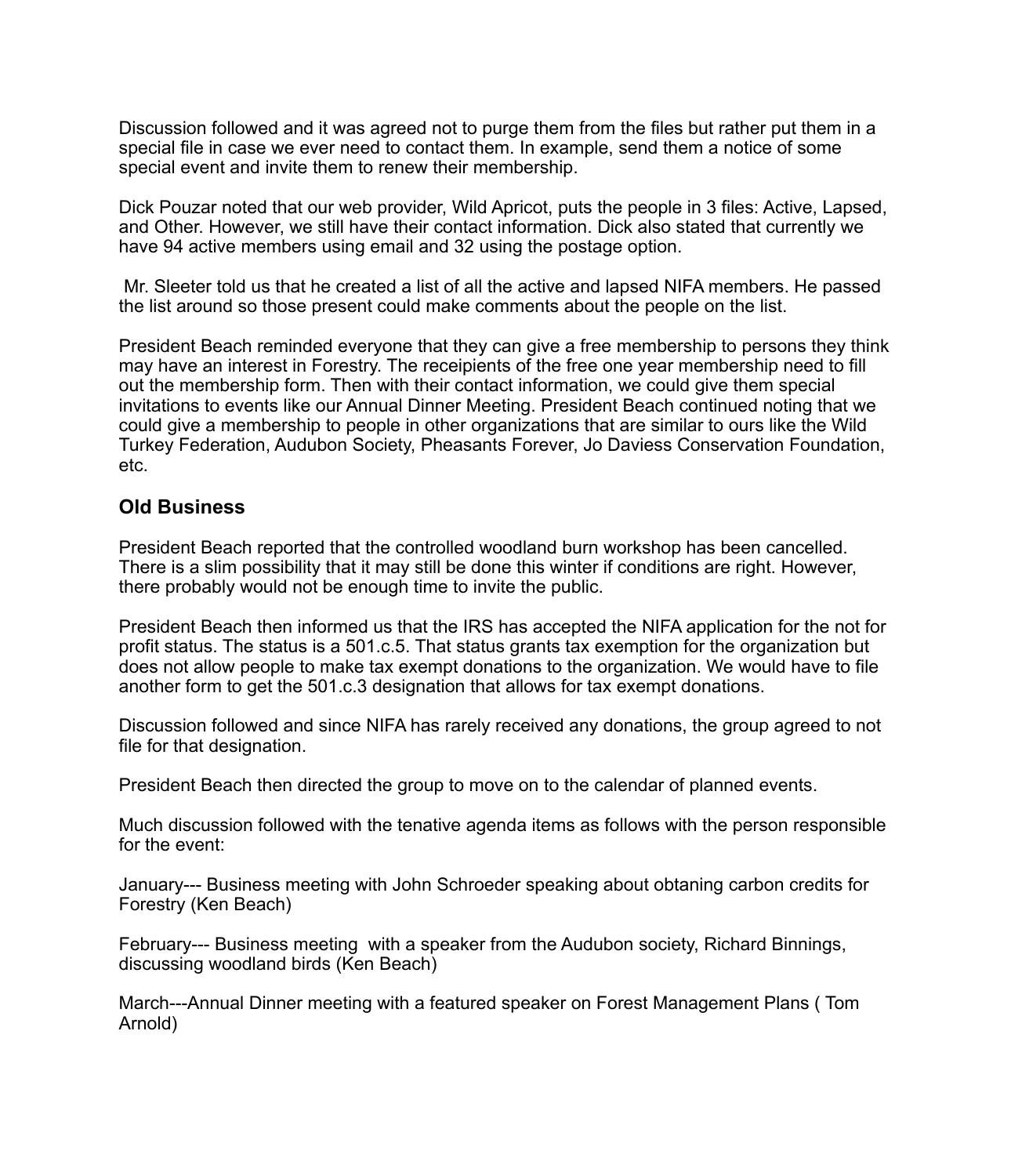Discussion followed and it was agreed not to purge them from the files but rather put them in a special file in case we ever need to contact them. In example, send them a notice of some special event and invite them to renew their membership.

Dick Pouzar noted that our web provider, Wild Apricot, puts the people in 3 files: Active, Lapsed, and Other. However, we still have their contact information. Dick also stated that currently we have 94 active members using email and 32 using the postage option.

Mr. Sleeter told us that he created a list of all the active and lapsed NIFA members. He passed the list around so those present could make comments about the people on the list.

President Beach reminded everyone that they can give a free membership to persons they think may have an interest in Forestry. The receipients of the free one year membership need to fill out the membership form. Then with their contact information, we could give them special invitations to events like our Annual Dinner Meeting. President Beach continued noting that we could give a membership to people in other organizations that are similar to ours like the Wild Turkey Federation, Audubon Society, Pheasants Forever, Jo Daviess Conservation Foundation, etc.

## Old Business

President Beach reported that the controlled woodland burn workshop has been cancelled. There is a slim possibility that it may still be done this winter if conditions are right. However, there probably would not be enough time to invite the public.

President Beach then informed us that the IRS has accepted the NIFA application for the not for profit status. The status is a 501.c.5. That status grants tax exemption for the organization but does not allow people to make tax exempt donations to the organization. We would have to file another form to get the 501.c.3 designation that allows for tax exempt donations.

Discussion followed and since NIFA has rarely received any donations, the group agreed to not file for that designation.

President Beach then directed the group to move on to the calendar of planned events.

Much discussion followed with the tenative agenda items as follows with the person responsible for the event:

January--- Business meeting with John Schroeder speaking about obtaning carbon credits for Forestry (Ken Beach)

February--- Business meeting with a speaker from the Audubon society, Richard Binnings, discussing woodland birds (Ken Beach)

March---Annual Dinner meeting with a featured speaker on Forest Management Plans ( Tom Arnold)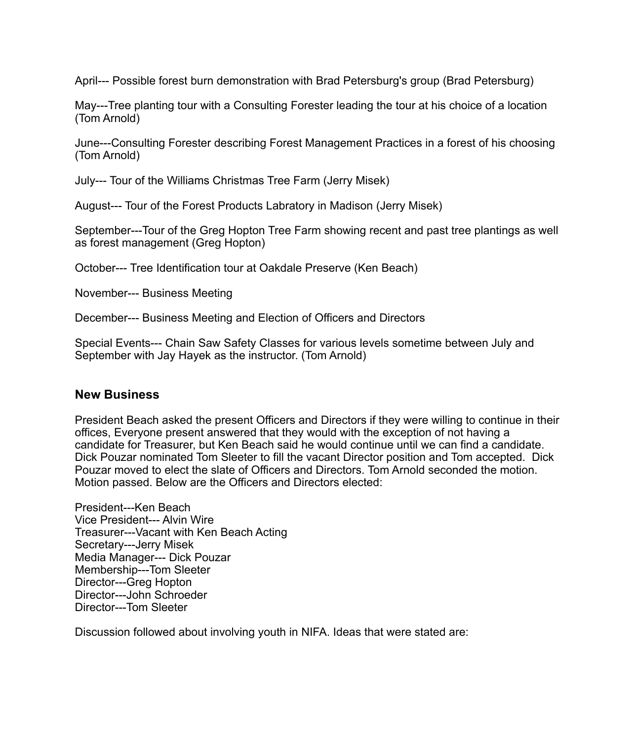April--- Possible forest burn demonstration with Brad Petersburg's group (Brad Petersburg)

May---Tree planting tour with a Consulting Forester leading the tour at his choice of a location (Tom Arnold)

June---Consulting Forester describing Forest Management Practices in a forest of his choosing (Tom Arnold)

July--- Tour of the Williams Christmas Tree Farm (Jerry Misek)

August--- Tour of the Forest Products Labratory in Madison (Jerry Misek)

September---Tour of the Greg Hopton Tree Farm showing recent and past tree plantings as well as forest management (Greg Hopton)

October--- Tree Identification tour at Oakdale Preserve (Ken Beach)

November--- Business Meeting

December--- Business Meeting and Election of Officers and Directors

Special Events--- Chain Saw Safety Classes for various levels sometime between July and September with Jay Hayek as the instructor. (Tom Arnold)

### New Business

President Beach asked the present Officers and Directors if they were willing to continue in their offices, Everyone present answered that they would with the exception of not having a candidate for Treasurer, but Ken Beach said he would continue until we can find a candidate. Dick Pouzar nominated Tom Sleeter to fill the vacant Director position and Tom accepted. Dick Pouzar moved to elect the slate of Officers and Directors. Tom Arnold seconded the motion. Motion passed. Below are the Officers and Directors elected:

President---Ken Beach
Vice President--- Alvin Wire
Treasurer---Vacant with Ken Beach Acting
Secretary---Jerry Misek
Media Manager--- Dick Pouzar
Membership---Tom Sleeter
Director---Greg Hopton
Director---John Schroeder
Director---Tom Sleeter

Discussion followed about involving youth in NIFA. Ideas that were stated are: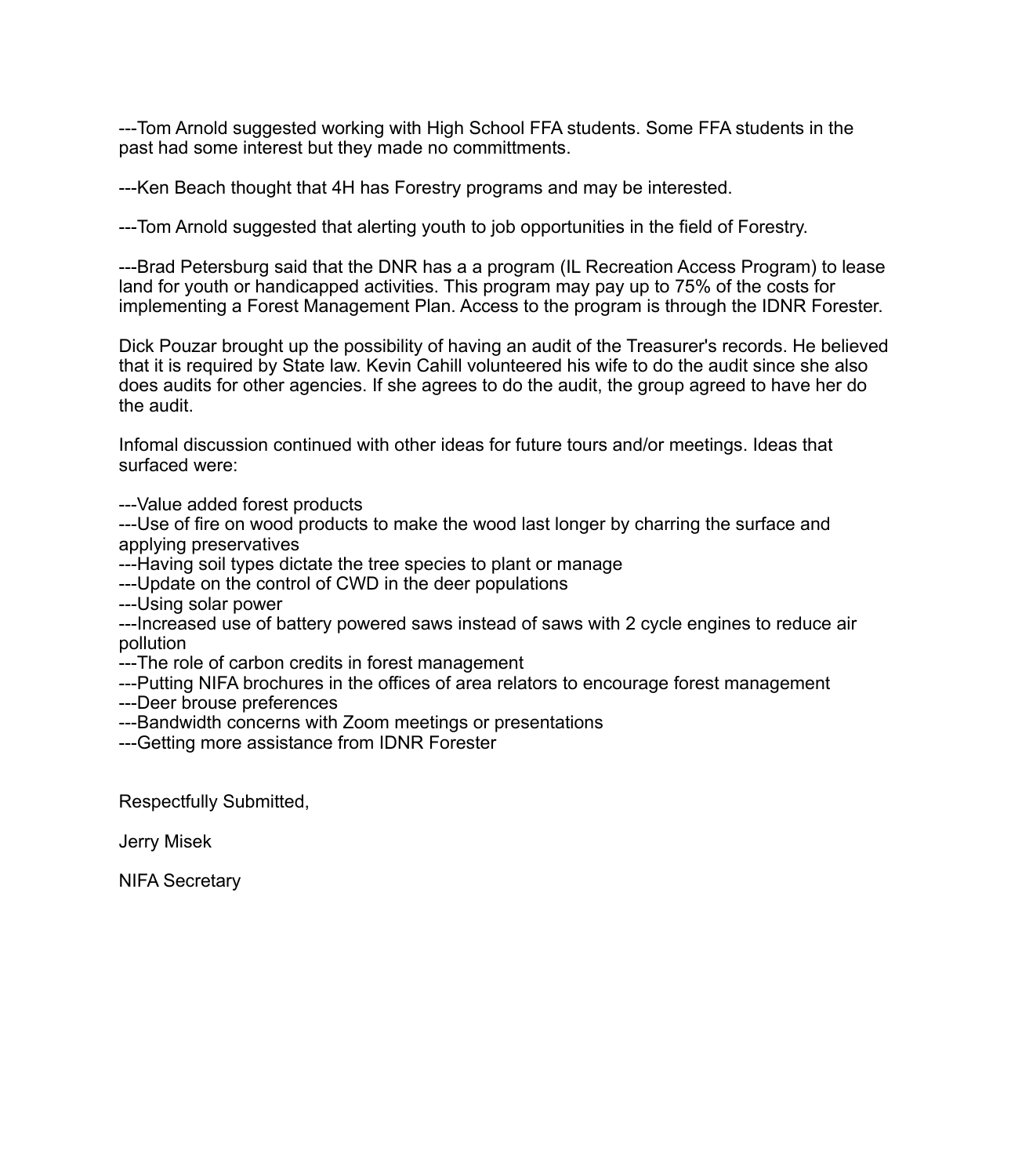---Tom Arnold suggested working with High School FFA students. Some FFA students in the past had some interest but they made no committments.

---Ken Beach thought that 4H has Forestry programs and may be interested.

---Tom Arnold suggested that alerting youth to job opportunities in the field of Forestry.

---Brad Petersburg said that the DNR has a a program (IL Recreation Access Program) to lease land for youth or handicapped activities. This program may pay up to 75% of the costs for implementing a Forest Management Plan. Access to the program is through the IDNR Forester.

Dick Pouzar brought up the possibility of having an audit of the Treasurer's records. He believed that it is required by State law. Kevin Cahill volunteered his wife to do the audit since she also does audits for other agencies. If she agrees to do the audit, the group agreed to have her do the audit.

Infomal discussion continued with other ideas for future tours and/or meetings. Ideas that surfaced were:

---Value added forest products
---Use of fire on wood products to make the wood last longer by charring the surface and applying preservatives
---Having soil types dictate the tree species to plant or manage
---Update on the control of CWD in the deer populations
---Using solar power
---Increased use of battery powered saws instead of saws with 2 cycle engines to reduce air pollution
---The role of carbon credits in forest management
---Putting NIFA brochures in the offices of area relators to encourage forest management
---Deer brouse preferences
---Bandwidth concerns with Zoom meetings or presentations
---Getting more assistance from IDNR Forester

Respectfully Submitted,

Jerry Misek

NIFA Secretary